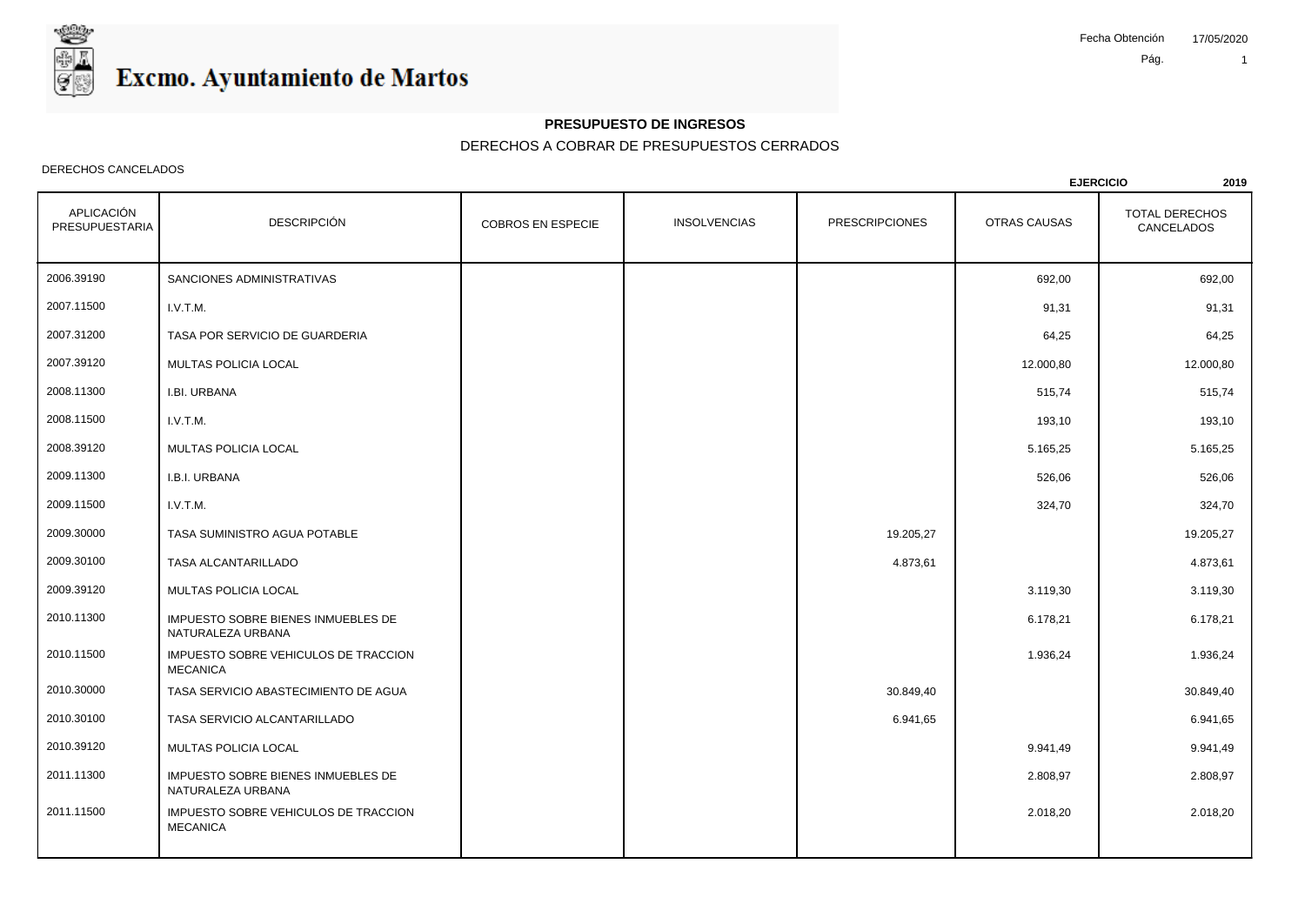# Excmo. Ayuntamiento de Martos

Fecha Obtención 17/05/2020

## PRESUPUESTO DE INGRESOS

DERECHOS A COBRAR DE PRESUPUESTOS CERRADOS

DERECHOS CANCELADOS

**EJERCICIO 2019**

| APLICACIÓN PRESUPUESTARIA | DESCRIPCIÓN | COBROS EN ESPECIE | INSOLVENCIAS | PRESCRIPCIONES | OTRAS CAUSAS | TOTAL DERECHOS CANCELADOS |
|---|---|---|---|---|---|---|
| 2006.39190 | SANCIONES ADMINISTRATIVAS | | | | 692,00 | 692,00 |
| 2007.11500 | I.V.T.M. | | | | 91,31 | 91,31 |
| 2007.31200 | TASA POR SERVICIO DE GUARDERIA | | | | 64,25 | 64,25 |
| 2007.39120 | MULTAS POLICIA LOCAL | | | | 12.000,80 | 12.000,80 |
| 2008.11300 | I.BI. URBANA | | | | 515,74 | 515,74 |
| 2008.11500 | I.V.T.M. | | | | 193,10 | 193,10 |
| 2008.39120 | MULTAS POLICIA LOCAL | | | | 5.165,25 | 5.165,25 |
| 2009.11300 | I.B.I. URBANA | | | | 526,06 | 526,06 |
| 2009.11500 | I.V.T.M. | | | | 324,70 | 324,70 |
| 2009.30000 | TASA SUMINISTRO AGUA POTABLE | | | 19.205,27 | | 19.205,27 |
| 2009.30100 | TASA ALCANTARILLADO | | | 4.873,61 | | 4.873,61 |
| 2009.39120 | MULTAS POLICIA LOCAL | | | | 3.119,30 | 3.119,30 |
| 2010.11300 | IMPUESTO SOBRE BIENES INMUEBLES DE NATURALEZA URBANA | | | | 6.178,21 | 6.178,21 |
| 2010.11500 | IMPUESTO SOBRE VEHICULOS DE TRACCION MECANICA | | | | 1.936,24 | 1.936,24 |
| 2010.30000 | TASA SERVICIO ABASTECIMIENTO DE AGUA | | | 30.849,40 | | 30.849,40 |
| 2010.30100 | TASA SERVICIO ALCANTARILLADO | | | 6.941,65 | | 6.941,65 |
| 2010.39120 | MULTAS POLICIA LOCAL | | | | 9.941,49 | 9.941,49 |
| 2011.11300 | IMPUESTO SOBRE BIENES INMUEBLES DE NATURALEZA URBANA | | | | 2.808,97 | 2.808,97 |
| 2011.11500 | IMPUESTO SOBRE VEHICULOS DE TRACCION MECANICA | | | | 2.018,20 | 2.018,20 |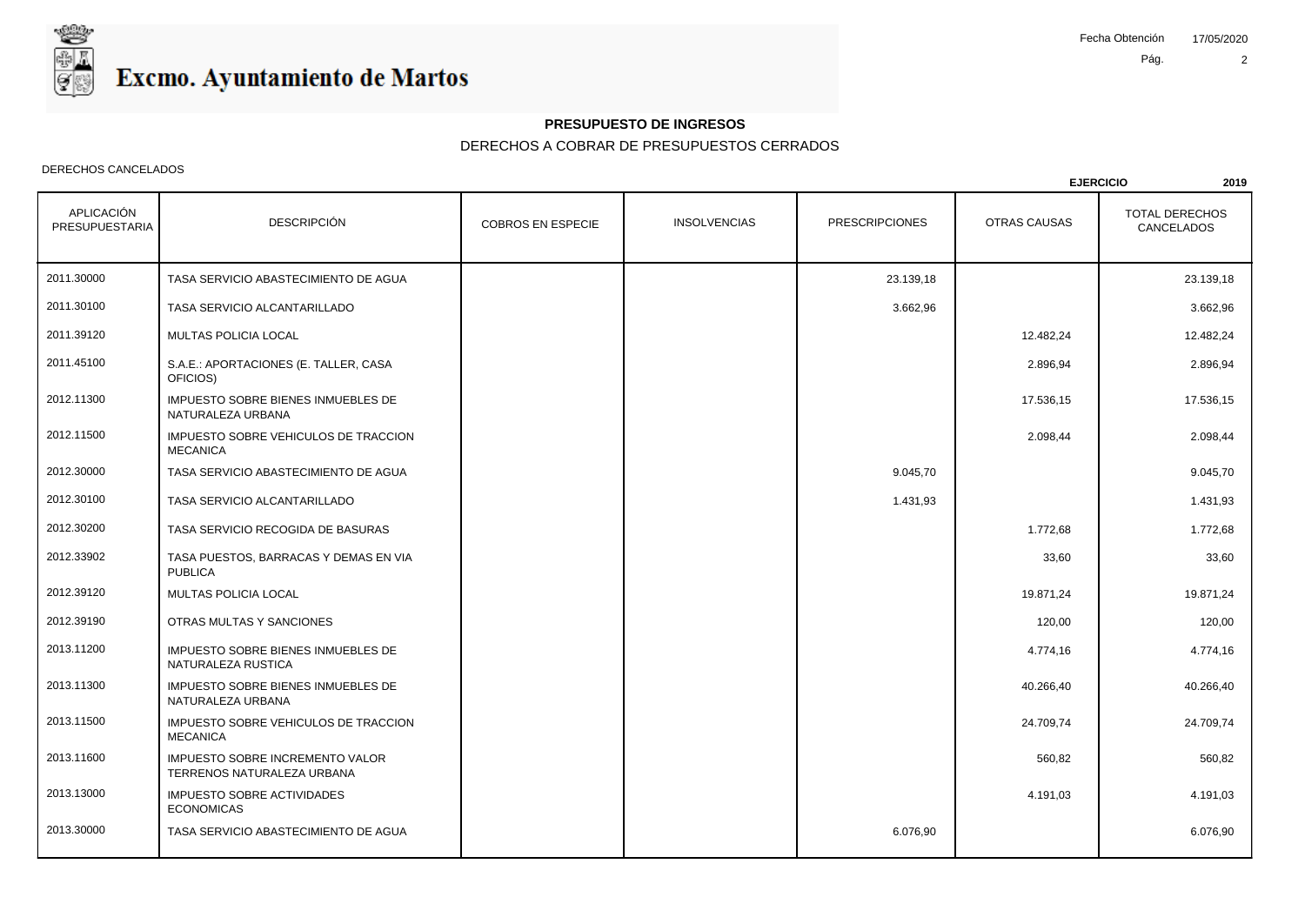Excmo. Ayuntamiento de Martos

Fecha Obtención 17/05/2020

## PRESUPUESTO DE INGRESOS

DERECHOS A COBRAR DE PRESUPUESTOS CERRADOS

DERECHOS CANCELADOS

**EJERCICIO 2019**

| APLICACIÓN PRESUPUESTARIA | DESCRIPCIÓN | COBROS EN ESPECIE | INSOLVENCIAS | PRESCRIPCIONES | OTRAS CAUSAS | TOTAL DERECHOS CANCELADOS |
|---|---|---|---|---|---|---|
| 2011.30000 | TASA SERVICIO ABASTECIMIENTO DE AGUA | | | 23.139,18 | | 23.139,18 |
| 2011.30100 | TASA SERVICIO ALCANTARILLADO | | | 3.662,96 | | 3.662,96 |
| 2011.39120 | MULTAS POLICIA LOCAL | | | | 12.482,24 | 12.482,24 |
| 2011.45100 | S.A.E.: APORTACIONES (E. TALLER, CASA OFICIOS) | | | | 2.896,94 | 2.896,94 |
| 2012.11300 | IMPUESTO SOBRE BIENES INMUEBLES DE NATURALEZA URBANA | | | | 17.536,15 | 17.536,15 |
| 2012.11500 | IMPUESTO SOBRE VEHICULOS DE TRACCION MECANICA | | | | 2.098,44 | 2.098,44 |
| 2012.30000 | TASA SERVICIO ABASTECIMIENTO DE AGUA | | | 9.045,70 | | 9.045,70 |
| 2012.30100 | TASA SERVICIO ALCANTARILLADO | | | 1.431,93 | | 1.431,93 |
| 2012.30200 | TASA SERVICIO RECOGIDA DE BASURAS | | | | 1.772,68 | 1.772,68 |
| 2012.33902 | TASA PUESTOS, BARRACAS Y DEMAS EN VIA PUBLICA | | | | 33,60 | 33,60 |
| 2012.39120 | MULTAS POLICIA LOCAL | | | | 19.871,24 | 19.871,24 |
| 2012.39190 | OTRAS MULTAS Y SANCIONES | | | | 120,00 | 120,00 |
| 2013.11200 | IMPUESTO SOBRE BIENES INMUEBLES DE NATURALEZA RUSTICA | | | | 4.774,16 | 4.774,16 |
| 2013.11300 | IMPUESTO SOBRE BIENES INMUEBLES DE NATURALEZA URBANA | | | | 40.266,40 | 40.266,40 |
| 2013.11500 | IMPUESTO SOBRE VEHICULOS DE TRACCION MECANICA | | | | 24.709,74 | 24.709,74 |
| 2013.11600 | IMPUESTO SOBRE INCREMENTO VALOR TERRENOS NATURALEZA URBANA | | | | 560,82 | 560,82 |
| 2013.13000 | IMPUESTO SOBRE ACTIVIDADES ECONOMICAS | | | | 4.191,03 | 4.191,03 |
| 2013.30000 | TASA SERVICIO ABASTECIMIENTO DE AGUA | | | 6.076,90 | | 6.076,90 |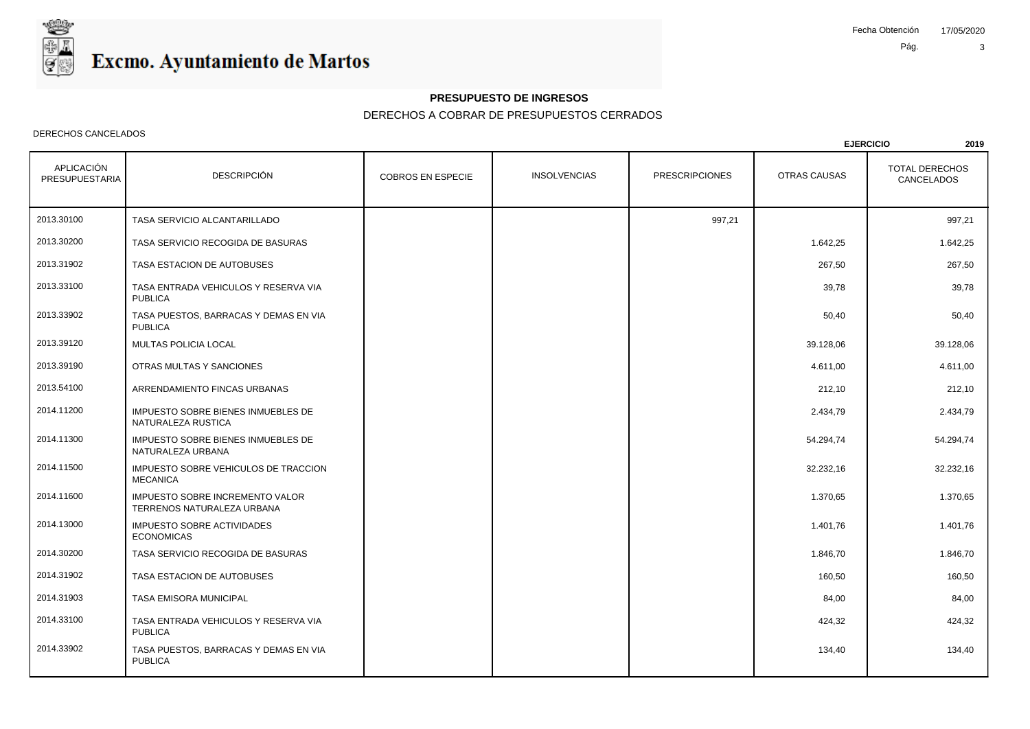# Excmo. Ayuntamiento de Martos

Fecha Obtención 17/05/2020

**PRESUPUESTO DE INGRESOS**

DERECHOS A COBRAR DE PRESUPUESTOS CERRADOS

DERECHOS CANCELADOS

**EJERCICIO 2019**

| APLICACIÓN PRESUPUESTARIA | DESCRIPCIÓN | COBROS EN ESPECIE | INSOLVENCIAS | PRESCRIPCIONES | OTRAS CAUSAS | TOTAL DERECHOS CANCELADOS |
|---|---|---|---|---|---|---|
| 2013.30100 | TASA SERVICIO ALCANTARILLADO | | | 997,21 | | 997,21 |
| 2013.30200 | TASA SERVICIO RECOGIDA DE BASURAS | | | | 1.642,25 | 1.642,25 |
| 2013.31902 | TASA ESTACION DE AUTOBUSES | | | | 267,50 | 267,50 |
| 2013.33100 | TASA ENTRADA VEHICULOS Y RESERVA VIA PUBLICA | | | | 39,78 | 39,78 |
| 2013.33902 | TASA PUESTOS, BARRACAS Y DEMAS EN VIA PUBLICA | | | | 50,40 | 50,40 |
| 2013.39120 | MULTAS POLICIA LOCAL | | | | 39.128,06 | 39.128,06 |
| 2013.39190 | OTRAS MULTAS Y SANCIONES | | | | 4.611,00 | 4.611,00 |
| 2013.54100 | ARRENDAMIENTO FINCAS URBANAS | | | | 212,10 | 212,10 |
| 2014.11200 | IMPUESTO SOBRE BIENES INMUEBLES DE NATURALEZA RUSTICA | | | | 2.434,79 | 2.434,79 |
| 2014.11300 | IMPUESTO SOBRE BIENES INMUEBLES DE NATURALEZA URBANA | | | | 54.294,74 | 54.294,74 |
| 2014.11500 | IMPUESTO SOBRE VEHICULOS DE TRACCION MECANICA | | | | 32.232,16 | 32.232,16 |
| 2014.11600 | IMPUESTO SOBRE INCREMENTO VALOR TERRENOS NATURALEZA URBANA | | | | 1.370,65 | 1.370,65 |
| 2014.13000 | IMPUESTO SOBRE ACTIVIDADES ECONOMICAS | | | | 1.401,76 | 1.401,76 |
| 2014.30200 | TASA SERVICIO RECOGIDA DE BASURAS | | | | 1.846,70 | 1.846,70 |
| 2014.31902 | TASA ESTACION DE AUTOBUSES | | | | 160,50 | 160,50 |
| 2014.31903 | TASA EMISORA MUNICIPAL | | | | 84,00 | 84,00 |
| 2014.33100 | TASA ENTRADA VEHICULOS Y RESERVA VIA PUBLICA | | | | 424,32 | 424,32 |
| 2014.33902 | TASA PUESTOS, BARRACAS Y DEMAS EN VIA PUBLICA | | | | 134,40 | 134,40 |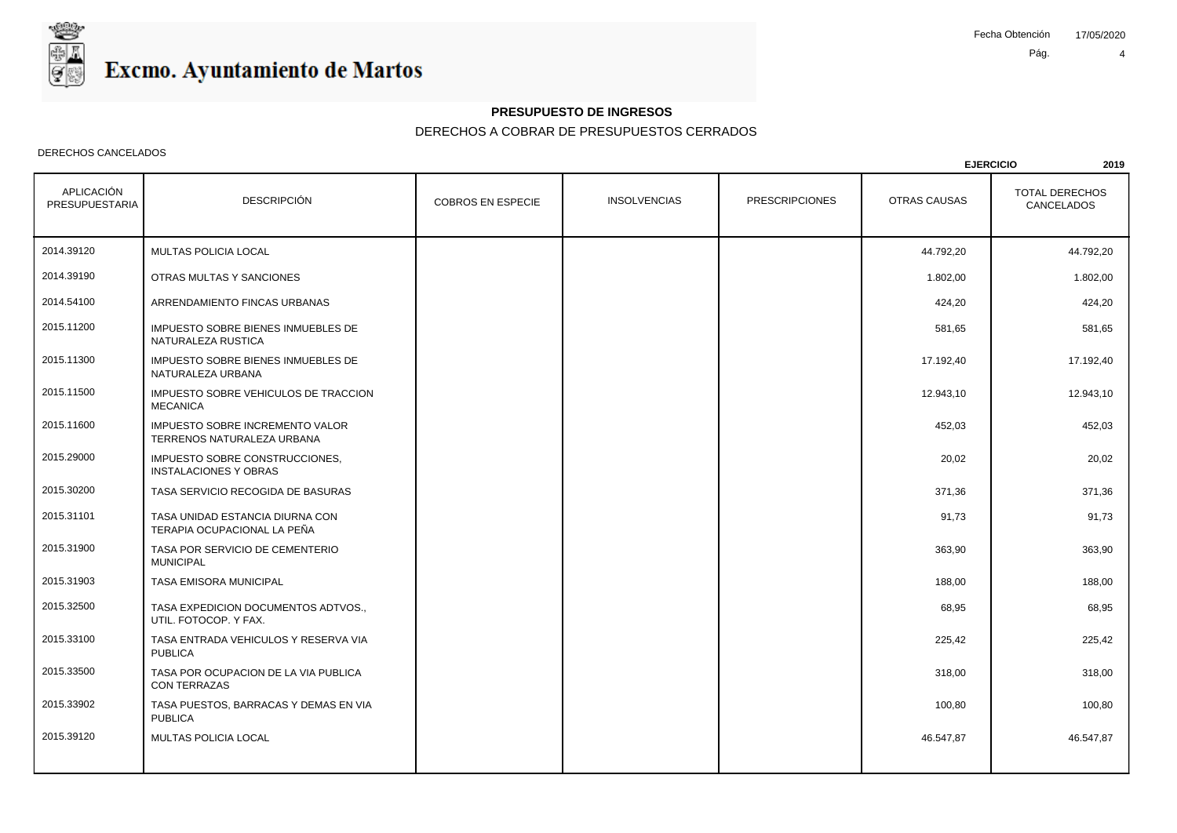**Excmo. Ayuntamiento de Martos**

Fecha Obtención 17/05/2020

## PRESUPUESTO DE INGRESOS

DERECHOS A COBRAR DE PRESUPUESTOS CERRADOS

DERECHOS CANCELADOS

**EJERCICIO** **2019**

| APLICACIÓN PRESUPUESTARIA | DESCRIPCIÓN | COBROS EN ESPECIE | INSOLVENCIAS | PRESCRIPCIONES | OTRAS CAUSAS | TOTAL DERECHOS CANCELADOS |
|---|---|---|---|---|---|---|
| 2014.39120 | MULTAS POLICIA LOCAL | | | | 44.792,20 | 44.792,20 |
| 2014.39190 | OTRAS MULTAS Y SANCIONES | | | | 1.802,00 | 1.802,00 |
| 2014.54100 | ARRENDAMIENTO FINCAS URBANAS | | | | 424,20 | 424,20 |
| 2015.11200 | IMPUESTO SOBRE BIENES INMUEBLES DE NATURALEZA RUSTICA | | | | 581,65 | 581,65 |
| 2015.11300 | IMPUESTO SOBRE BIENES INMUEBLES DE NATURALEZA URBANA | | | | 17.192,40 | 17.192,40 |
| 2015.11500 | IMPUESTO SOBRE VEHICULOS DE TRACCION MECANICA | | | | 12.943,10 | 12.943,10 |
| 2015.11600 | IMPUESTO SOBRE INCREMENTO VALOR TERRENOS NATURALEZA URBANA | | | | 452,03 | 452,03 |
| 2015.29000 | IMPUESTO SOBRE CONSTRUCCIONES, INSTALACIONES Y OBRAS | | | | 20,02 | 20,02 |
| 2015.30200 | TASA SERVICIO RECOGIDA DE BASURAS | | | | 371,36 | 371,36 |
| 2015.31101 | TASA UNIDAD ESTANCIA DIURNA CON TERAPIA OCUPACIONAL LA PEÑA | | | | 91,73 | 91,73 |
| 2015.31900 | TASA POR SERVICIO DE CEMENTERIO MUNICIPAL | | | | 363,90 | 363,90 |
| 2015.31903 | TASA EMISORA MUNICIPAL | | | | 188,00 | 188,00 |
| 2015.32500 | TASA EXPEDICION DOCUMENTOS ADTVOS., UTIL. FOTOCOP. Y FAX. | | | | 68,95 | 68,95 |
| 2015.33100 | TASA ENTRADA VEHICULOS Y RESERVA VIA PUBLICA | | | | 225,42 | 225,42 |
| 2015.33500 | TASA POR OCUPACION DE LA VIA PUBLICA CON TERRAZAS | | | | 318,00 | 318,00 |
| 2015.33902 | TASA PUESTOS, BARRACAS Y DEMAS EN VIA PUBLICA | | | | 100,80 | 100,80 |
| 2015.39120 | MULTAS POLICIA LOCAL | | | | 46.547,87 | 46.547,87 |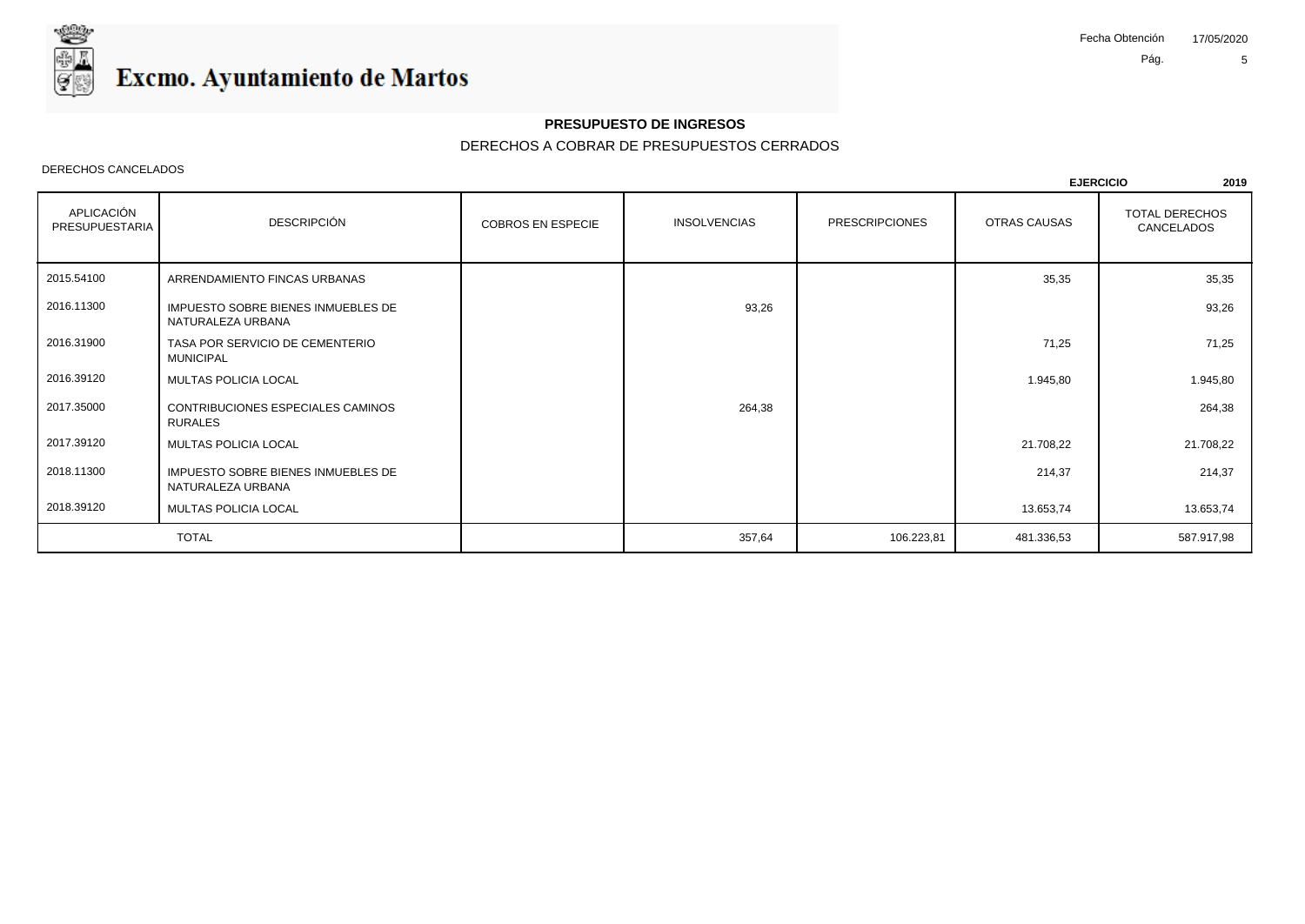Excmo. Ayuntamiento de Martos

Fecha Obtención 17/05/2020

## PRESUPUESTO DE INGRESOS

DERECHOS A COBRAR DE PRESUPUESTOS CERRADOS

DERECHOS CANCELADOS

**EJERCICIO 2019**

| APLICACIÓN PRESUPUESTARIA | DESCRIPCIÓN | COBROS EN ESPECIE | INSOLVENCIAS | PRESCRIPCIONES | OTRAS CAUSAS | TOTAL DERECHOS CANCELADOS |
|---|---|---|---|---|---|---|
| 2015.54100 | ARRENDAMIENTO FINCAS URBANAS | | | | 35,35 | 35,35 |
| 2016.11300 | IMPUESTO SOBRE BIENES INMUEBLES DE NATURALEZA URBANA | | 93,26 | | | 93,26 |
| 2016.31900 | TASA POR SERVICIO DE CEMENTERIO MUNICIPAL | | | | 71,25 | 71,25 |
| 2016.39120 | MULTAS POLICIA LOCAL | | | | 1.945,80 | 1.945,80 |
| 2017.35000 | CONTRIBUCIONES ESPECIALES CAMINOS RURALES | | 264,38 | | | 264,38 |
| 2017.39120 | MULTAS POLICIA LOCAL | | | | 21.708,22 | 21.708,22 |
| 2018.11300 | IMPUESTO SOBRE BIENES INMUEBLES DE NATURALEZA URBANA | | | | 214,37 | 214,37 |
| 2018.39120 | MULTAS POLICIA LOCAL | | | | 13.653,74 | 13.653,74 |
| TOTAL | | | 357,64 | 106.223,81 | 481.336,53 | 587.917,98 |